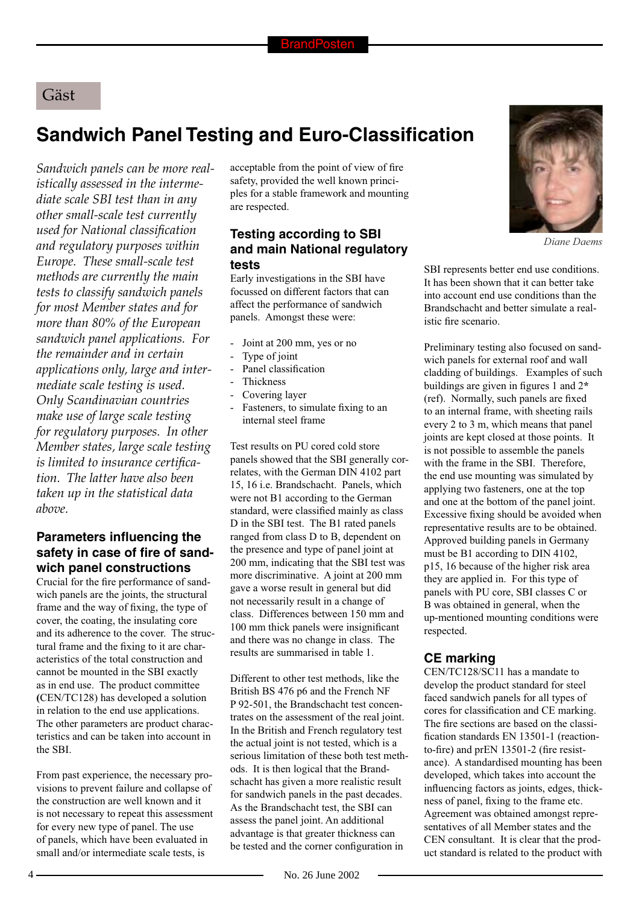Gäst

# Sandwich Panel Testing and Euro-Classification

*Sandwich panels can be more realistically assessed in the intermediate scale SBI test than in any other small-scale test currently used for National classification and regulatory purposes within Europe. These small-scale test methods are currently the main tests to classify sandwich panels for most Member states and for more than 80% of the European sandwich panel applications. For the remainder and in certain applications only, large and intermediate scale testing is used. Only Scandinavian countries make use of large scale testing for regulatory purposes. In other Member states, large scale testing is limited to insurance certification. The latter have also been taken up in the statistical data above.*

Diane Daems

## Parameters influencing the safety in case of fire of sandwich panel constructions

Crucial for the fire performance of sandwich panels are the joints, the structural frame and the way of fixing, the type of cover, the coating, the insulating core and its adherence to the cover. The structural frame and the fixing to it are characteristics of the total construction and cannot be mounted in the SBI exactly as in end use. The product committee (CEN/TC128) has developed a solution in relation to the end use applications. The other parameters are product characteristics and can be taken into account in the SBI.

From past experience, the necessary provisions to prevent failure and collapse of the construction are well known and it is not necessary to repeat this assessment for every new type of panel. The use of panels, which have been evaluated in small and/or intermediate scale tests, is acceptable from the point of view of fire safety, provided the well known principles for a stable framework and mounting are respected.

## Testing according to SBI and main National regulatory tests

Early investigations in the SBI have focussed on different factors that can affect the performance of sandwich panels. Amongst these were:

- Joint at 200 mm, yes or no
- Type of joint
- Panel classification
- Thickness
- Covering layer
- Fasteners, to simulate fixing to an internal steel frame

Test results on PU cored cold store panels showed that the SBI generally correlates, with the German DIN 4102 part 15, 16 i.e. Brandschacht. Panels, which were not B1 according to the German standard, were classified mainly as class D in the SBI test. The B1 rated panels ranged from class D to B, dependent on the presence and type of panel joint at 200 mm, indicating that the SBI test was more discriminative. A joint at 200 mm gave a worse result in general but did not necessarily result in a change of class. Differences between 150 mm and 100 mm thick panels were insignificant and there was no change in class. The results are summarised in table 1.

Different to other test methods, like the British BS 476 p6 and the French NF P 92-501, the Brandschacht test concentrates on the assessment of the real joint. In the British and French regulatory test the actual joint is not tested, which is a serious limitation of these both test methods. It is then logical that the Brandschacht has given a more realistic result for sandwich panels in the past decades. As the Brandschacht test, the SBI can assess the panel joint. An additional advantage is that greater thickness can be tested and the corner configuration in SBI represents better end use conditions. It has been shown that it can better take into account end use conditions than the Brandschacht and better simulate a realistic fire scenario.

Preliminary testing also focused on sandwich panels for external roof and wall cladding of buildings. Examples of such buildings are given in figures 1 and 2* (ref). Normally, such panels are fixed to an internal frame, with sheeting rails every 2 to 3 m, which means that panel joints are kept closed at those points. It is not possible to assemble the panels with the frame in the SBI. Therefore, the end use mounting was simulated by applying two fasteners, one at the top and one at the bottom of the panel joint. Excessive fixing should be avoided when representative results are to be obtained. Approved building panels in Germany must be B1 according to DIN 4102, p15, 16 because of the higher risk area they are applied in. For this type of panels with PU core, SBI classes C or B was obtained in general, when the up-mentioned mounting conditions were respected.

## CE marking

CEN/TC128/SC11 has a mandate to develop the product standard for steel faced sandwich panels for all types of cores for classification and CE marking. The fire sections are based on the classification standards EN 13501-1 (reaction-to-fire) and prEN 13501-2 (fire resistance). A standardised mounting has been developed, which takes into account the influencing factors as joints, edges, thickness of panel, fixing to the frame etc. Agreement was obtained amongst representatives of all Member states and the CEN consultant. It is clear that the product standard is related to the product with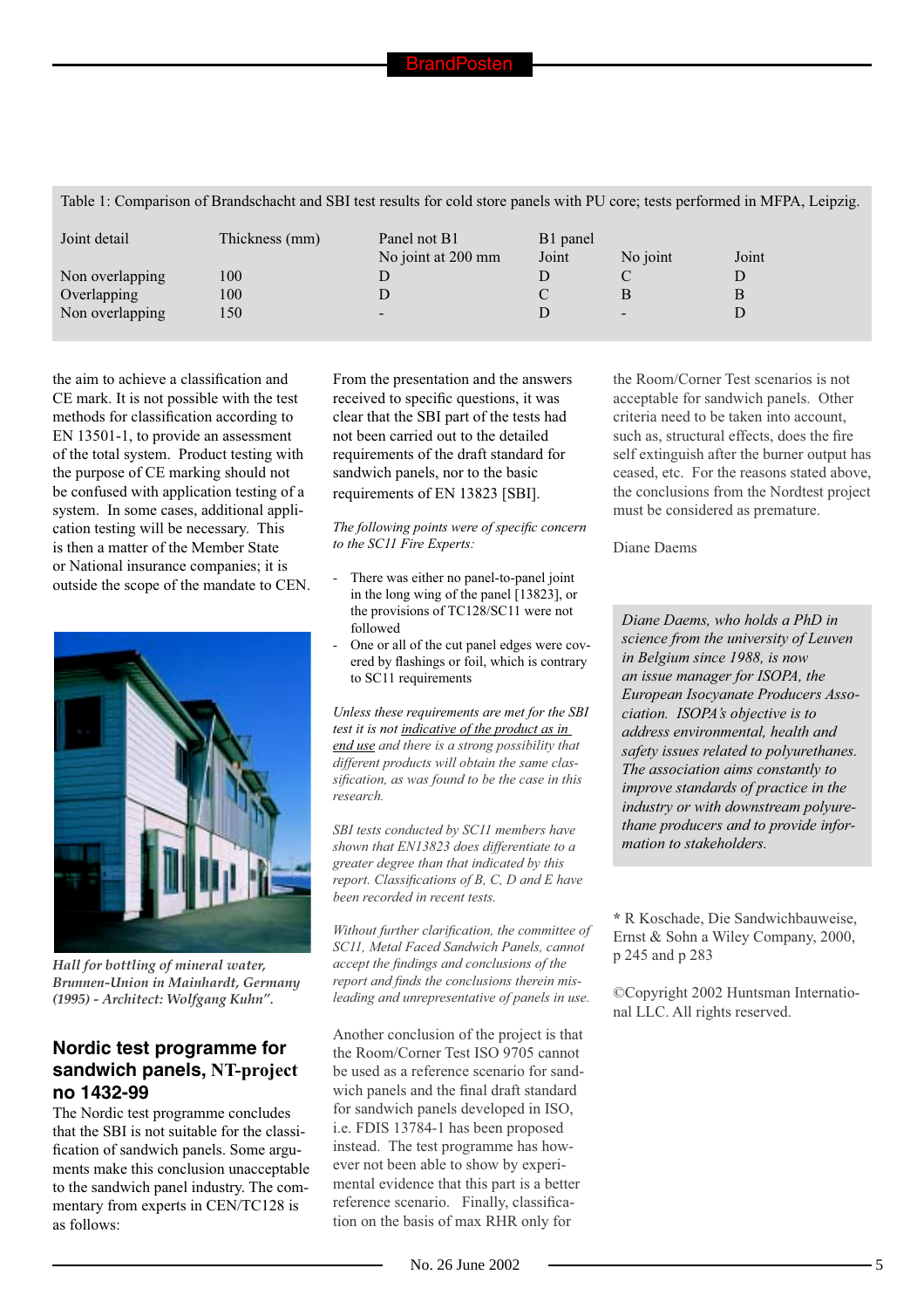Table 1: Comparison of Brandschacht and SBI test results for cold store panels with PU core; tests performed in MFPA, Leipzig.

| Joint detail | Thickness (mm) | Panel not B1 | B1 panel | | |
|---|---|---|---|---|---|
| | | No joint at 200 mm | Joint | No joint | Joint |
| Non overlapping | 100 | D | D | C | D |
| Overlapping | 100 | D | C | B | B |
| Non overlapping | 150 | - | D | - | D |

the aim to achieve a classification and CE mark. It is not possible with the test methods for classification according to EN 13501-1, to provide an assessment of the total system. Product testing with the purpose of CE marking should not be confused with application testing of a system. In some cases, additional application testing will be necessary. This is then a matter of the Member State or National insurance companies; it is outside the scope of the mandate to CEN.

*Hall for bottling of mineral water, Brunnen-Union in Mainhardt, Germany (1995) - Architect: Wolfgang Kuhn".*

## Nordic test programme for sandwich panels, NT-project no 1432-99

The Nordic test programme concludes that the SBI is not suitable for the classification of sandwich panels. Some arguments make this conclusion unacceptable to the sandwich panel industry. The commentary from experts in CEN/TC128 is as follows:

From the presentation and the answers received to specific questions, it was clear that the SBI part of the tests had not been carried out to the detailed requirements of the draft standard for sandwich panels, nor to the basic requirements of EN 13823 [SBI].

*The following points were of specific concern to the SC11 Fire Experts:*

- There was either no panel-to-panel joint in the long wing of the panel [13823], or the provisions of TC128/SC11 were not followed
- One or all of the cut panel edges were covered by flashings or foil, which is contrary to SC11 requirements

*Unless these requirements are met for the SBI test it is not indicative of the product as in end use and there is a strong possibility that different products will obtain the same classification, as was found to be the case in this research.*

*SBI tests conducted by SC11 members have shown that EN13823 does differentiate to a greater degree than that indicated by this report. Classifications of B, C, D and E have been recorded in recent tests.*

*Without further clarification, the committee of SC11, Metal Faced Sandwich Panels, cannot accept the findings and conclusions of the report and finds the conclusions therein misleading and unrepresentative of panels in use.*

Another conclusion of the project is that the Room/Corner Test ISO 9705 cannot be used as a reference scenario for sandwich panels and the final draft standard for sandwich panels developed in ISO, i.e. FDIS 13784-1 has been proposed instead. The test programme has however not been able to show by experimental evidence that this part is a better reference scenario. Finally, classification on the basis of max RHR only for the Room/Corner Test scenarios is not acceptable for sandwich panels. Other criteria need to be taken into account, such as, structural effects, does the fire self extinguish after the burner output has ceased, etc. For the reasons stated above, the conclusions from the Nordtest project must be considered as premature.

Diane Daems

*Diane Daems, who holds a PhD in science from the university of Leuven in Belgium since 1988, is now an issue manager for ISOPA, the European Isocyanate Producers Association. ISOPA's objective is to address environmental, health and safety issues related to polyurethanes. The association aims constantly to improve standards of practice in the industry or with downstream polyurethane producers and to provide information to stakeholders.*

* R Koschade, Die Sandwichbauweise, Ernst & Sohn a Wiley Company, 2000, p 245 and p 283

©Copyright 2002 Huntsman International LLC. All rights reserved.